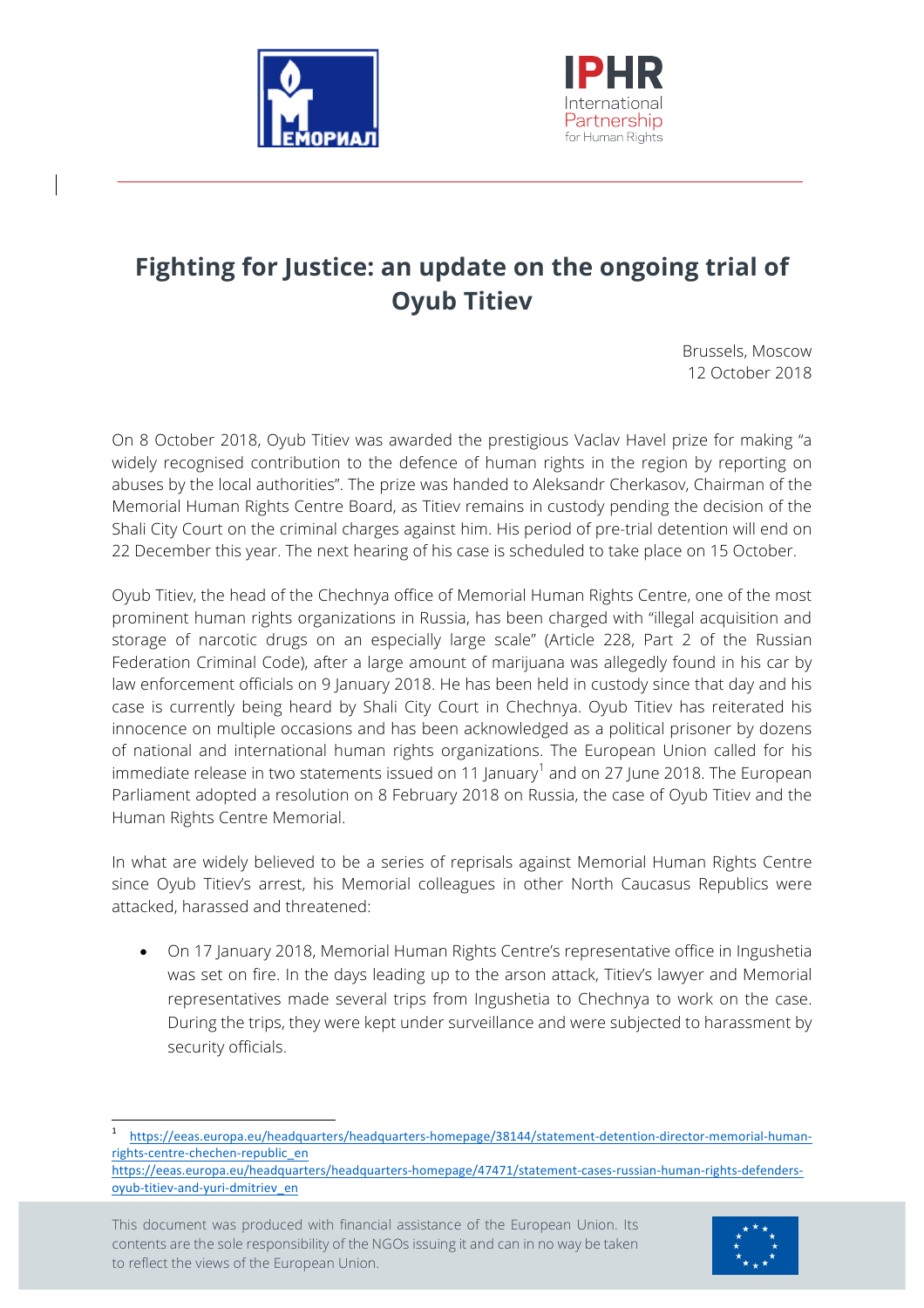# Fighting for Justice: an update on the ongoing trial of Oyub Titiev

Brussels, Moscow
12 October 2018

On 8 October 2018, Oyub Titiev was awarded the prestigious Vaclav Havel prize for making "a widely recognised contribution to the defence of human rights in the region by reporting on abuses by the local authorities". The prize was handed to Aleksandr Cherkasov, Chairman of the Memorial Human Rights Centre Board, as Titiev remains in custody pending the decision of the Shali City Court on the criminal charges against him. His period of pre-trial detention will end on 22 December this year. The next hearing of his case is scheduled to take place on 15 October.

Oyub Titiev, the head of the Chechnya office of Memorial Human Rights Centre, one of the most prominent human rights organizations in Russia, has been charged with "illegal acquisition and storage of narcotic drugs on an especially large scale" (Article 228, Part 2 of the Russian Federation Criminal Code), after a large amount of marijuana was allegedly found in his car by law enforcement officials on 9 January 2018. He has been held in custody since that day and his case is currently being heard by Shali City Court in Chechnya. Oyub Titiev has reiterated his innocence on multiple occasions and has been acknowledged as a political prisoner by dozens of national and international human rights organizations. The European Union called for his immediate release in two statements issued on 11 January[1] and on 27 June 2018. The European Parliament adopted a resolution on 8 February 2018 on Russia, the case of Oyub Titiev and the Human Rights Centre Memorial.

In what are widely believed to be a series of reprisals against Memorial Human Rights Centre since Oyub Titiev's arrest, his Memorial colleagues in other North Caucasus Republics were attacked, harassed and threatened:

- On 17 January 2018, Memorial Human Rights Centre's representative office in Ingushetia was set on fire. In the days leading up to the arson attack, Titiev's lawyer and Memorial representatives made several trips from Ingushetia to Chechnya to work on the case. During the trips, they were kept under surveillance and were subjected to harassment by security officials.

[1] https://eeas.europa.eu/headquarters/headquarters-homepage/38144/statement-detention-director-memorial-human-rights-centre-chechen-republic_en
https://eeas.europa.eu/headquarters/headquarters-homepage/47471/statement-cases-russian-human-rights-defenders-oyub-titiev-and-yuri-dmitriev_en

This document was produced with financial assistance of the European Union. Its contents are the sole responsibility of the NGOs issuing it and can in no way be taken to reflect the views of the European Union.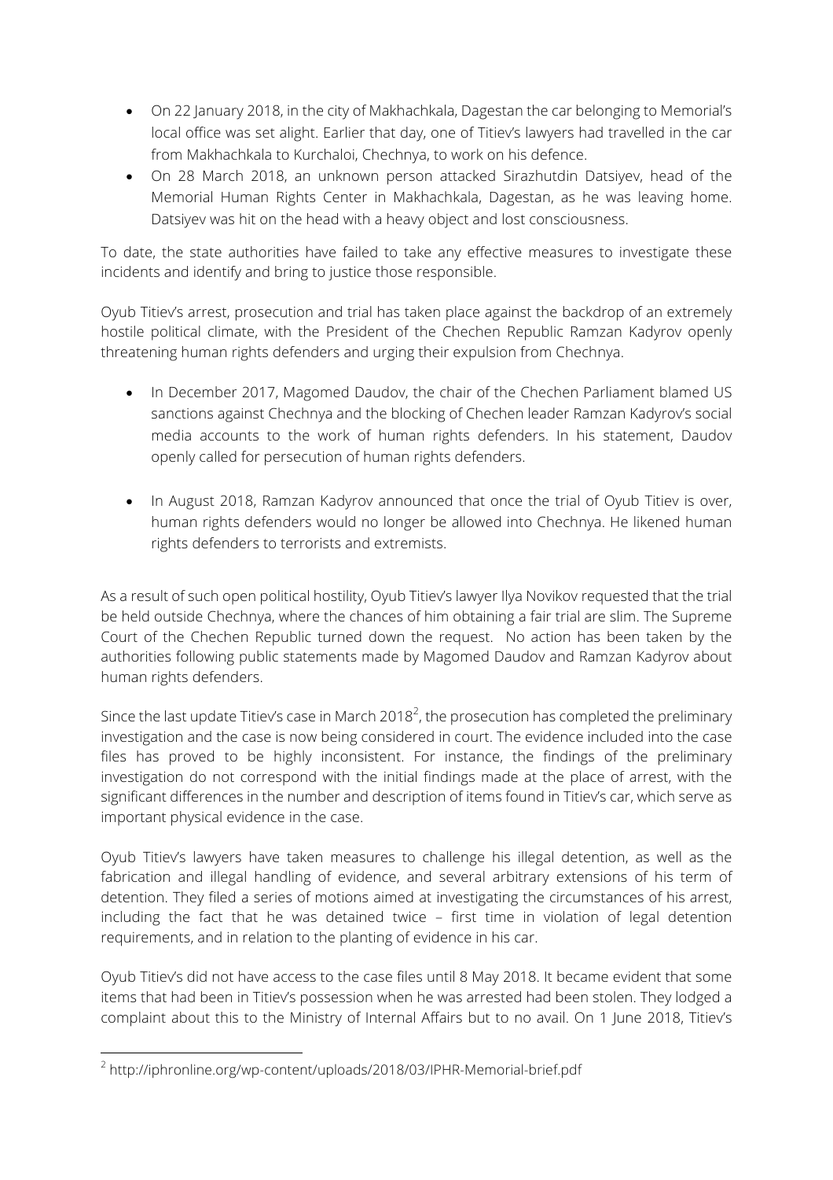- On 22 January 2018, in the city of Makhachkala, Dagestan the car belonging to Memorial's local office was set alight. Earlier that day, one of Titiev's lawyers had travelled in the car from Makhachkala to Kurchaloi, Chechnya, to work on his defence.
- On 28 March 2018, an unknown person attacked Sirazhutdin Datsiyev, head of the Memorial Human Rights Center in Makhachkala, Dagestan, as he was leaving home. Datsiyev was hit on the head with a heavy object and lost consciousness.

To date, the state authorities have failed to take any effective measures to investigate these incidents and identify and bring to justice those responsible.

Oyub Titiev's arrest, prosecution and trial has taken place against the backdrop of an extremely hostile political climate, with the President of the Chechen Republic Ramzan Kadyrov openly threatening human rights defenders and urging their expulsion from Chechnya.

- In December 2017, Magomed Daudov, the chair of the Chechen Parliament blamed US sanctions against Chechnya and the blocking of Chechen leader Ramzan Kadyrov's social media accounts to the work of human rights defenders. In his statement, Daudov openly called for persecution of human rights defenders.

- In August 2018, Ramzan Kadyrov announced that once the trial of Oyub Titiev is over, human rights defenders would no longer be allowed into Chechnya. He likened human rights defenders to terrorists and extremists.

As a result of such open political hostility, Oyub Titiev's lawyer Ilya Novikov requested that the trial be held outside Chechnya, where the chances of him obtaining a fair trial are slim. The Supreme Court of the Chechen Republic turned down the request. No action has been taken by the authorities following public statements made by Magomed Daudov and Ramzan Kadyrov about human rights defenders.

Since the last update Titiev's case in March 2018[2], the prosecution has completed the preliminary investigation and the case is now being considered in court. The evidence included into the case files has proved to be highly inconsistent. For instance, the findings of the preliminary investigation do not correspond with the initial findings made at the place of arrest, with the significant differences in the number and description of items found in Titiev's car, which serve as important physical evidence in the case.

Oyub Titiev's lawyers have taken measures to challenge his illegal detention, as well as the fabrication and illegal handling of evidence, and several arbitrary extensions of his term of detention. They filed a series of motions aimed at investigating the circumstances of his arrest, including the fact that he was detained twice – first time in violation of legal detention requirements, and in relation to the planting of evidence in his car.

Oyub Titiev's did not have access to the case files until 8 May 2018. It became evident that some items that had been in Titiev's possession when he was arrested had been stolen. They lodged a complaint about this to the Ministry of Internal Affairs but to no avail. On 1 June 2018, Titiev's

[2] http://iphronline.org/wp-content/uploads/2018/03/IPHR-Memorial-brief.pdf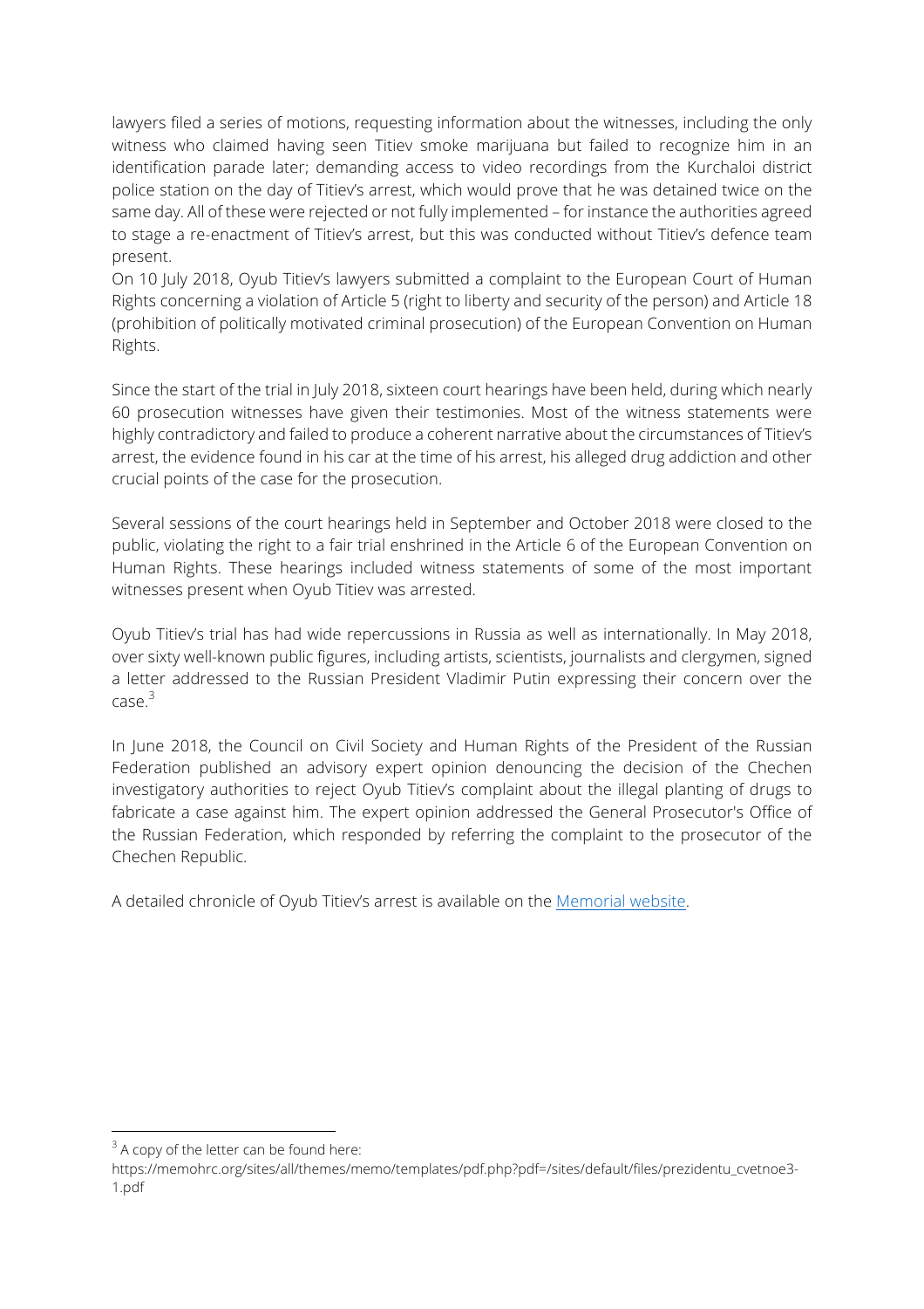lawyers filed a series of motions, requesting information about the witnesses, including the only witness who claimed having seen Titiev smoke marijuana but failed to recognize him in an identification parade later; demanding access to video recordings from the Kurchaloi district police station on the day of Titiev's arrest, which would prove that he was detained twice on the same day. All of these were rejected or not fully implemented – for instance the authorities agreed to stage a re-enactment of Titiev's arrest, but this was conducted without Titiev's defence team present.

On 10 July 2018, Oyub Titiev's lawyers submitted a complaint to the European Court of Human Rights concerning a violation of Article 5 (right to liberty and security of the person) and Article 18 (prohibition of politically motivated criminal prosecution) of the European Convention on Human Rights.

Since the start of the trial in July 2018, sixteen court hearings have been held, during which nearly 60 prosecution witnesses have given their testimonies. Most of the witness statements were highly contradictory and failed to produce a coherent narrative about the circumstances of Titiev's arrest, the evidence found in his car at the time of his arrest, his alleged drug addiction and other crucial points of the case for the prosecution.

Several sessions of the court hearings held in September and October 2018 were closed to the public, violating the right to a fair trial enshrined in the Article 6 of the European Convention on Human Rights. These hearings included witness statements of some of the most important witnesses present when Oyub Titiev was arrested.

Oyub Titiev's trial has had wide repercussions in Russia as well as internationally. In May 2018, over sixty well-known public figures, including artists, scientists, journalists and clergymen, signed a letter addressed to the Russian President Vladimir Putin expressing their concern over the case.[3]

In June 2018, the Council on Civil Society and Human Rights of the President of the Russian Federation published an advisory expert opinion denouncing the decision of the Chechen investigatory authorities to reject Oyub Titiev's complaint about the illegal planting of drugs to fabricate a case against him. The expert opinion addressed the General Prosecutor's Office of the Russian Federation, which responded by referring the complaint to the prosecutor of the Chechen Republic.

A detailed chronicle of Oyub Titiev's arrest is available on the Memorial website.

[3] A copy of the letter can be found here: https://memohrc.org/sites/all/themes/memo/templates/pdf.php?pdf=/sites/default/files/prezidentu_cvetnoe3-1.pdf